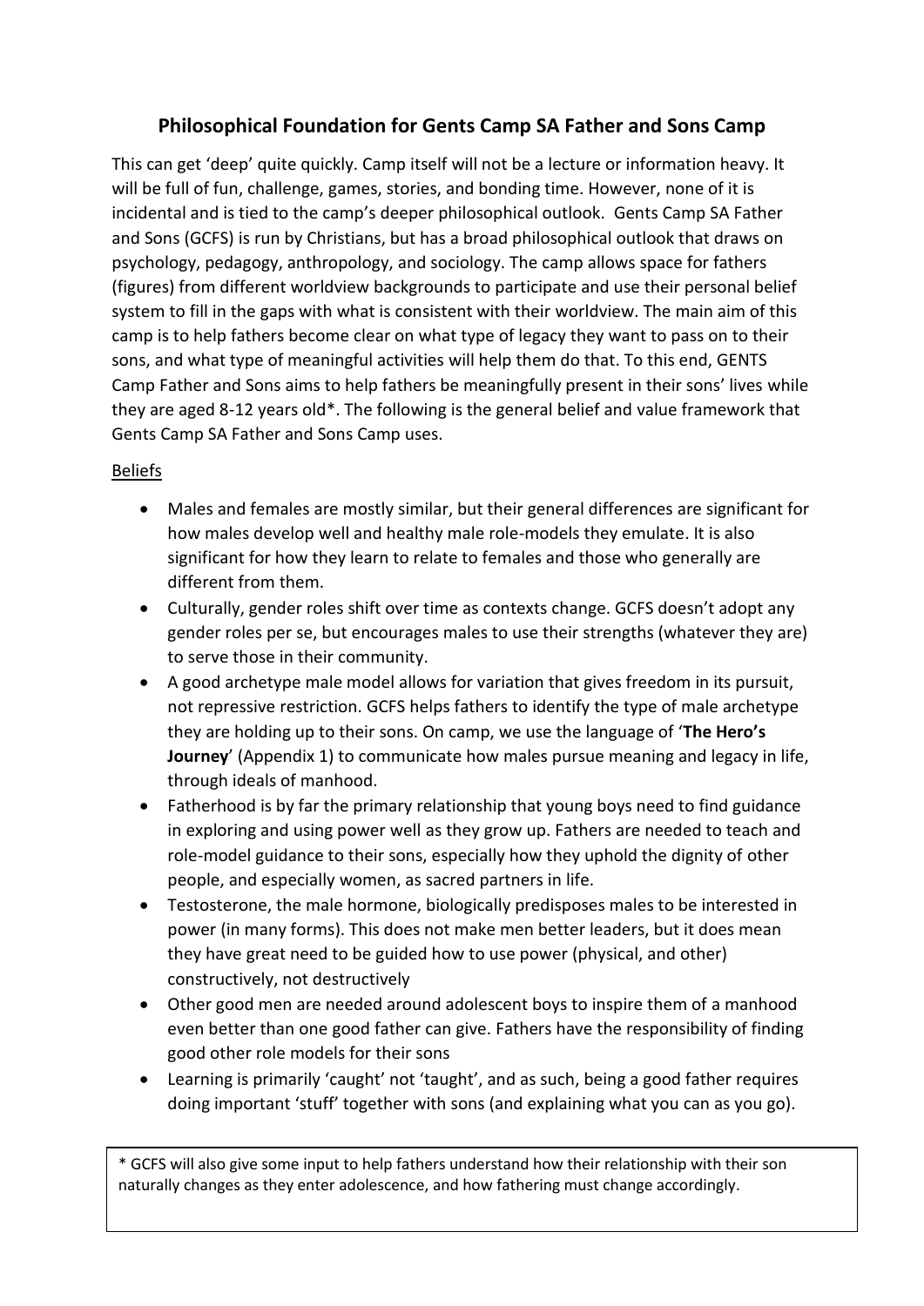## Philosophical Foundation for Gents Camp SA Father and Sons Camp

This can get 'deep' quite quickly. Camp itself will not be a lecture or information heavy. It will be full of fun, challenge, games, stories, and bonding time. However, none of it is incidental and is tied to the camp's deeper philosophical outlook. Gents Camp SA Father and Sons (GCFS) is run by Christians, but has a broad philosophical outlook that draws on psychology, pedagogy, anthropology, and sociology. The camp allows space for fathers (figures) from different worldview backgrounds to participate and use their personal belief system to fill in the gaps with what is consistent with their worldview. The main aim of this camp is to help fathers become clear on what type of legacy they want to pass on to their sons, and what type of meaningful activities will help them do that. To this end, GENTS Camp Father and Sons aims to help fathers be meaningfully present in their sons' lives while they are aged 8-12 years old*. The following is the general belief and value framework that Gents Camp SA Father and Sons Camp uses.

<u>Beliefs</u>

- Males and females are mostly similar, but their general differences are significant for how males develop well and healthy male role-models they emulate. It is also significant for how they learn to relate to females and those who generally are different from them.
- Culturally, gender roles shift over time as contexts change. GCFS doesn't adopt any gender roles per se, but encourages males to use their strengths (whatever they are) to serve those in their community.
- A good archetype male model allows for variation that gives freedom in its pursuit, not repressive restriction. GCFS helps fathers to identify the type of male archetype they are holding up to their sons. On camp, we use the language of '**The Hero's Journey**' (Appendix 1) to communicate how males pursue meaning and legacy in life, through ideals of manhood.
- Fatherhood is by far the primary relationship that young boys need to find guidance in exploring and using power well as they grow up. Fathers are needed to teach and role-model guidance to their sons, especially how they uphold the dignity of other people, and especially women, as sacred partners in life.
- Testosterone, the male hormone, biologically predisposes males to be interested in power (in many forms). This does not make men better leaders, but it does mean they have great need to be guided how to use power (physical, and other) constructively, not destructively
- Other good men are needed around adolescent boys to inspire them of a manhood even better than one good father can give. Fathers have the responsibility of finding good other role models for their sons
- Learning is primarily 'caught' not 'taught', and as such, being a good father requires doing important 'stuff' together with sons (and explaining what you can as you go).

\* GCFS will also give some input to help fathers understand how their relationship with their son naturally changes as they enter adolescence, and how fathering must change accordingly.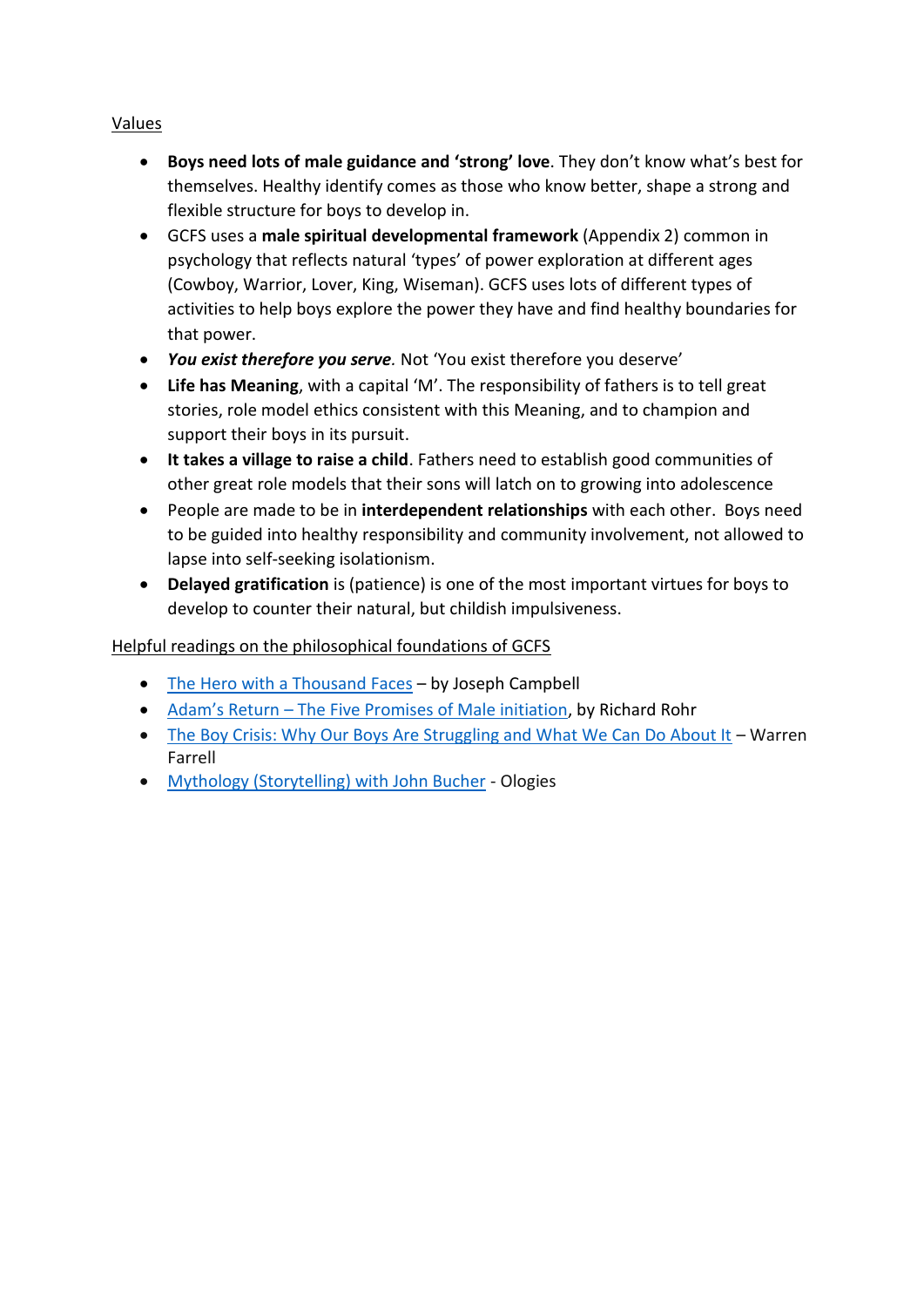Values

- **Boys need lots of male guidance and 'strong' love**. They don't know what's best for themselves. Healthy identify comes as those who know better, shape a strong and flexible structure for boys to develop in.
- GCFS uses a **male spiritual developmental framework** (Appendix 2) common in psychology that reflects natural 'types' of power exploration at different ages (Cowboy, Warrior, Lover, King, Wiseman). GCFS uses lots of different types of activities to help boys explore the power they have and find healthy boundaries for that power.
- ***You exist therefore you serve***. Not 'You exist therefore you deserve'
- **Life has Meaning**, with a capital 'M'. The responsibility of fathers is to tell great stories, role model ethics consistent with this Meaning, and to champion and support their boys in its pursuit.
- **It takes a village to raise a child**. Fathers need to establish good communities of other great role models that their sons will latch on to growing into adolescence
- People are made to be in **interdependent relationships** with each other. Boys need to be guided into healthy responsibility and community involvement, not allowed to lapse into self-seeking isolationism.
- **Delayed gratification** is (patience) is one of the most important virtues for boys to develop to counter their natural, but childish impulsiveness.

Helpful readings on the philosophical foundations of GCFS

- The Hero with a Thousand Faces – by Joseph Campbell
- Adam's Return – The Five Promises of Male initiation, by Richard Rohr
- The Boy Crisis: Why Our Boys Are Struggling and What We Can Do About It – Warren Farrell
- Mythology (Storytelling) with John Bucher - Ologies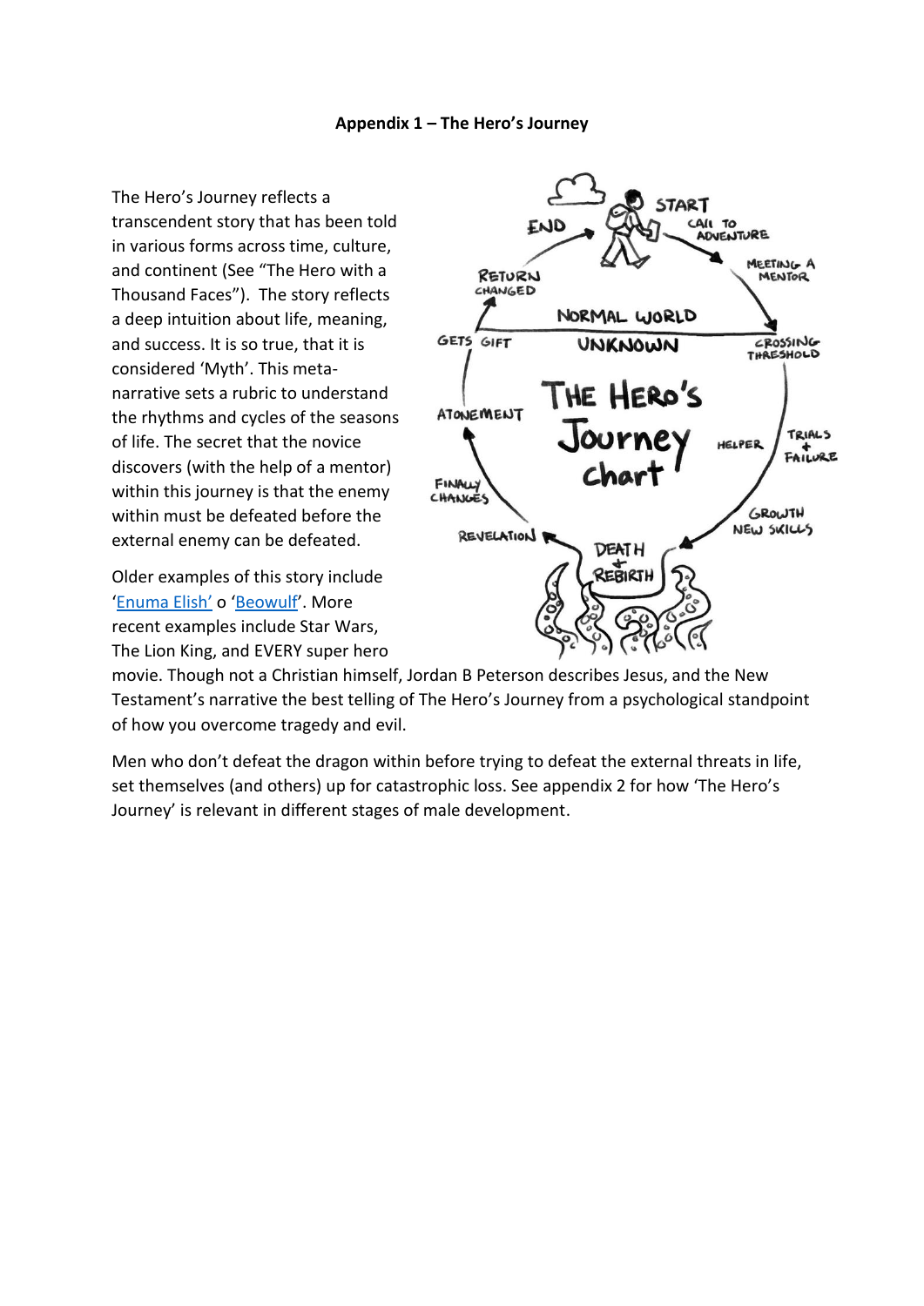**Appendix 1 – The Hero's Journey**

The Hero's Journey reflects a transcendent story that has been told in various forms across time, culture, and continent (See "The Hero with a Thousand Faces"). The story reflects a deep intuition about life, meaning, and success. It is so true, that it is considered 'Myth'. This meta-narrative sets a rubric to understand the rhythms and cycles of the seasons of life. The secret that the novice discovers (with the help of a mentor) within this journey is that the enemy within must be defeated before the external enemy can be defeated.

Older examples of this story include 'Enuma Elish' o 'Beowulf'. More recent examples include Star Wars, The Lion King, and EVERY super hero movie. Though not a Christian himself, Jordan B Peterson describes Jesus, and the New Testament's narrative the best telling of The Hero's Journey from a psychological standpoint of how you overcome tragedy and evil.

Men who don't defeat the dragon within before trying to defeat the external threats in life, set themselves (and others) up for catastrophic loss. See appendix 2 for how 'The Hero's Journey' is relevant in different stages of male development.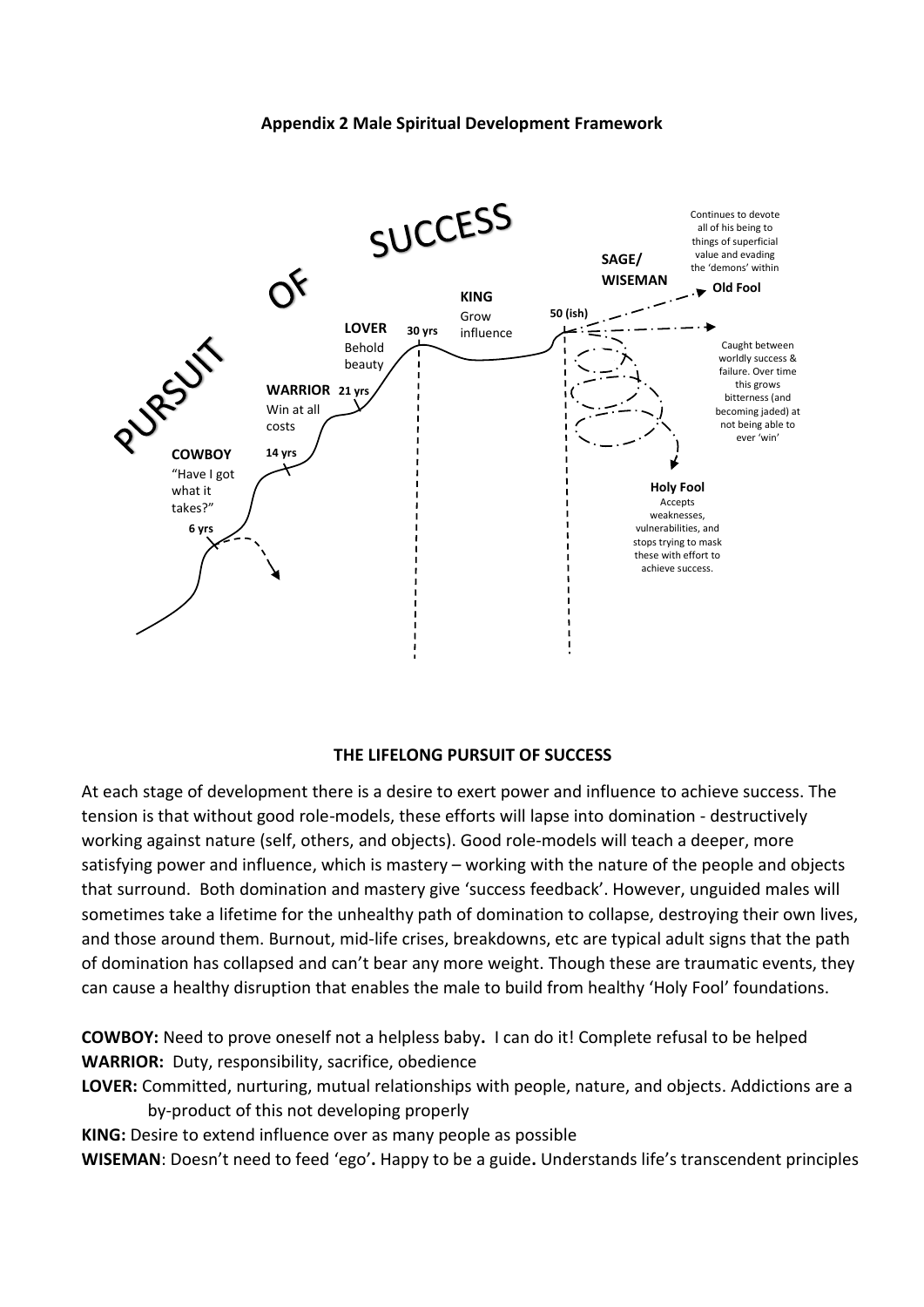**Appendix 2 Male Spiritual Development Framework**

PURSUIT OF SUCCESS

COWBOY
"Have I got what it takes?"
6 yrs
14 yrs

WARRIOR
Win at all costs
21 yrs

LOVER
Behold beauty
30 yrs

KING
Grow influence

50 (ish)

SAGE/ WISEMAN

Continues to devote all of his being to things of superficial value and evading the 'demons' within

Old Fool

Caught between worldly success & failure. Over time this grows bitterness (and becoming jaded) at not being able to ever 'win'

Holy Fool
Accepts weaknesses, vulnerabilities, and stops trying to mask these with effort to achieve success.

**THE LIFELONG PURSUIT OF SUCCESS**

At each stage of development there is a desire to exert power and influence to achieve success. The tension is that without good role-models, these efforts will lapse into domination - destructively working against nature (self, others, and objects). Good role-models will teach a deeper, more satisfying power and influence, which is mastery – working with the nature of the people and objects that surround. Both domination and mastery give 'success feedback'. However, unguided males will sometimes take a lifetime for the unhealthy path of domination to collapse, destroying their own lives, and those around them. Burnout, mid-life crises, breakdowns, etc are typical adult signs that the path of domination has collapsed and can't bear any more weight. Though these are traumatic events, they can cause a healthy disruption that enables the male to build from healthy 'Holy Fool' foundations.

**COWBOY:** Need to prove oneself not a helpless baby**.** I can do it! Complete refusal to be helped
**WARRIOR:** Duty, responsibility, sacrifice, obedience
**LOVER:** Committed, nurturing, mutual relationships with people, nature, and objects. Addictions are a by-product of this not developing properly
**KING:** Desire to extend influence over as many people as possible
**WISEMAN**: Doesn't need to feed 'ego'**.** Happy to be a guide**.** Understands life's transcendent principles